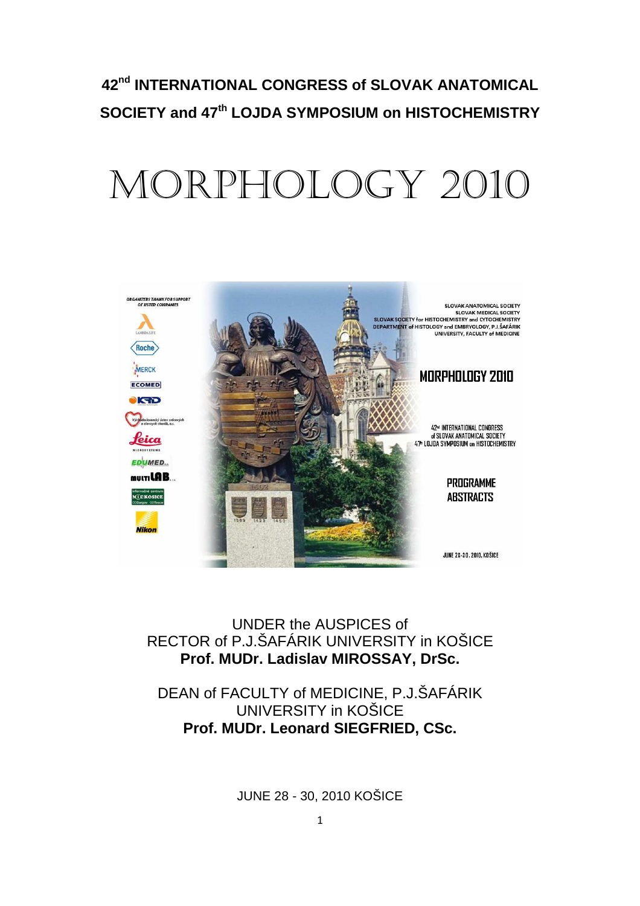# 42[nd] INTERNATIONAL CONGRESS of SLOVAK ANATOMICAL SOCIETY and 47[th] LOJDA SYMPOSIUM on HISTOCHEMISTRY

# MORPHOLOGY 2010

UNDER the AUSPICES of
RECTOR of P.J.ŠAFÁRIK UNIVERSITY in KOŠICE
**Prof. MUDr. Ladislav MIROSSAY, DrSc.**

DEAN of FACULTY of MEDICINE, P.J.ŠAFÁRIK UNIVERSITY in KOŠICE
**Prof. MUDr. Leonard SIEGFRIED, CSc.**

JUNE 28 - 30, 2010 KOŠICE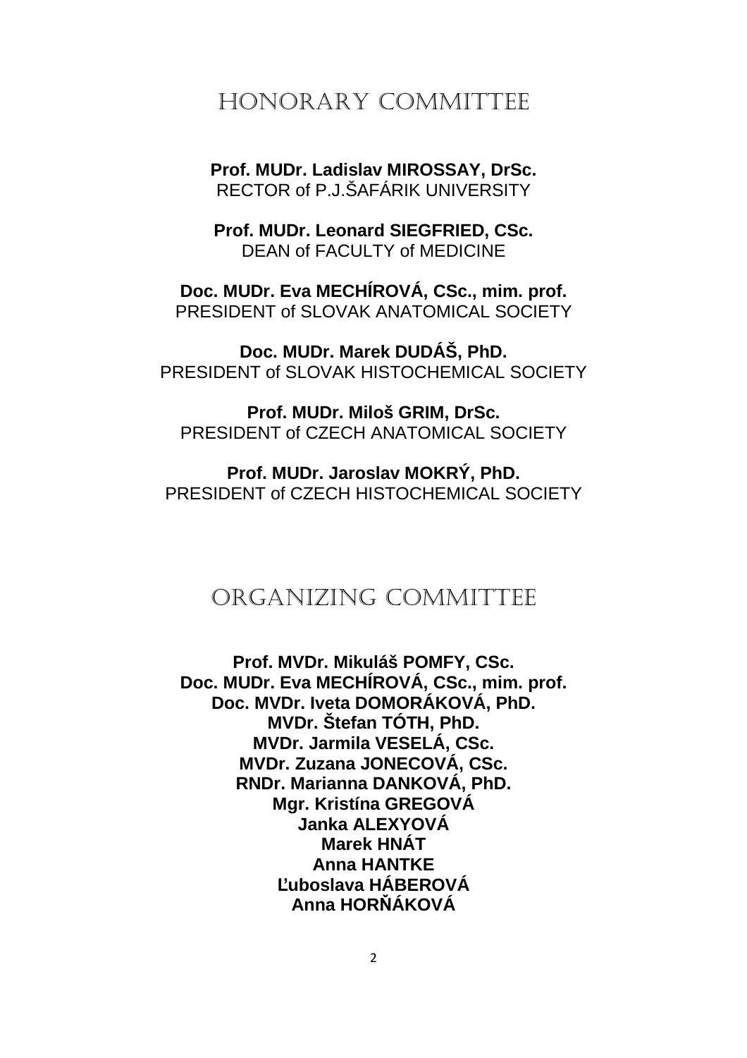# HONORARY COMMITTEE

**Prof. MUDr. Ladislav MIROSSAY, DrSc.**
RECTOR of P.J.ŠAFÁRIK UNIVERSITY

**Prof. MUDr. Leonard SIEGFRIED, CSc.**
DEAN of FACULTY of MEDICINE

**Doc. MUDr. Eva MECHÍROVÁ, CSc., mim. prof.**
PRESIDENT of SLOVAK ANATOMICAL SOCIETY

**Doc. MUDr. Marek DUDÁŠ, PhD.**
PRESIDENT of SLOVAK HISTOCHEMICAL SOCIETY

**Prof. MUDr. Miloš GRIM, DrSc.**
PRESIDENT of CZECH ANATOMICAL SOCIETY

**Prof. MUDr. Jaroslav MOKRÝ, PhD.**
PRESIDENT of CZECH HISTOCHEMICAL SOCIETY

# ORGANIZING COMMITTEE

**Prof. MVDr. Mikuláš POMFY, CSc.**
**Doc. MUDr. Eva MECHÍROVÁ, CSc., mim. prof.**
**Doc. MVDr. Iveta DOMORÁKOVÁ, PhD.**
**MVDr. Štefan TÓTH, PhD.**
**MVDr. Jarmila VESELÁ, CSc.**
**MVDr. Zuzana JONECOVÁ, CSc.**
**RNDr. Marianna DANKOVÁ, PhD.**
**Mgr. Kristína GREGOVÁ**
**Janka ALEXYOVÁ**
**Marek HNÁT**
**Anna HANTKE**
**Ľuboslava HÁBEROVÁ**
**Anna HORŇÁKOVÁ**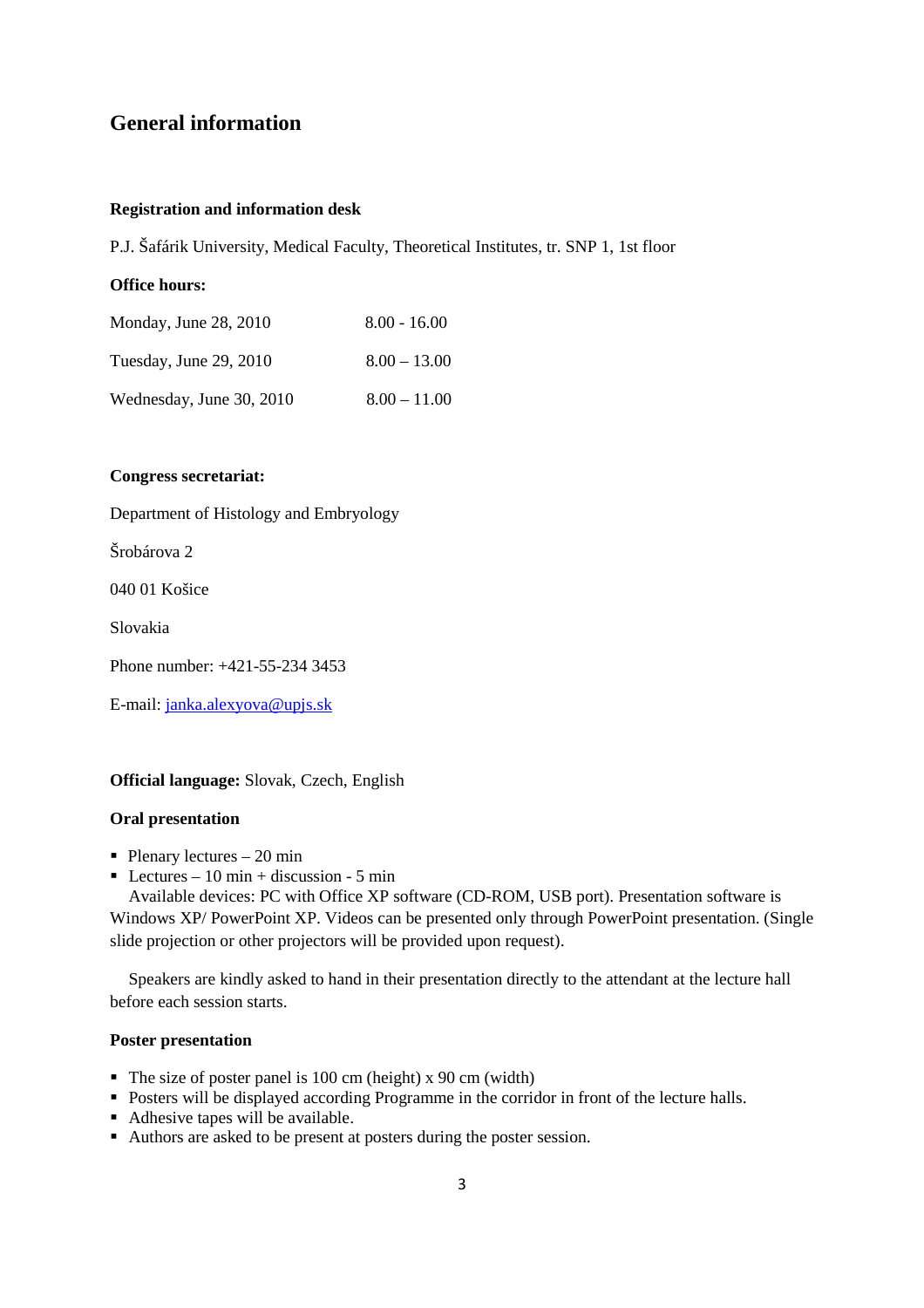# General information

**Registration and information desk**

P.J. Šafárik University, Medical Faculty, Theoretical Institutes, tr. SNP 1, 1st floor

**Office hours:**

| | |
|---|---|
| Monday, June 28, 2010 | 8.00 - 16.00 |
| Tuesday, June 29, 2010 | 8.00 – 13.00 |
| Wednesday, June 30, 2010 | 8.00 – 11.00 |

**Congress secretariat:**

Department of Histology and Embryology

Šrobárova 2

040 01 Košice

Slovakia

Phone number: +421-55-234 3453

E-mail: janka.alexyova@upjs.sk

**Official language:** Slovak, Czech, English

**Oral presentation**

- Plenary lectures – 20 min
- Lectures – 10 min + discussion - 5 min

Available devices: PC with Office XP software (CD-ROM, USB port). Presentation software is Windows XP/ PowerPoint XP. Videos can be presented only through PowerPoint presentation. (Single slide projection or other projectors will be provided upon request).

Speakers are kindly asked to hand in their presentation directly to the attendant at the lecture hall before each session starts.

**Poster presentation**

- The size of poster panel is 100 cm (height) x 90 cm (width)
- Posters will be displayed according Programme in the corridor in front of the lecture halls.
- Adhesive tapes will be available.
- Authors are asked to be present at posters during the poster session.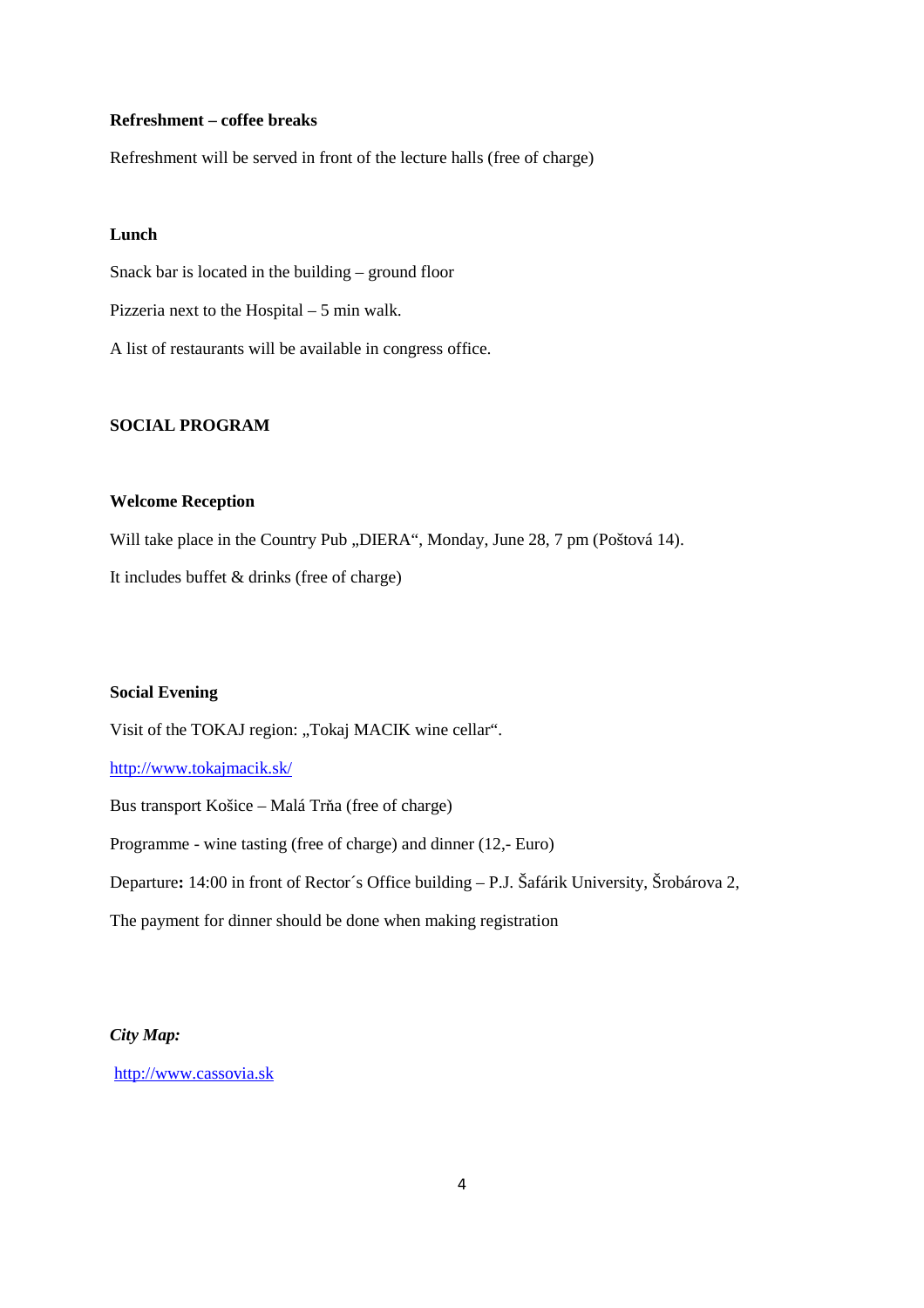**Refreshment – coffee breaks**

Refreshment will be served in front of the lecture halls (free of charge)

**Lunch**

Snack bar is located in the building – ground floor

Pizzeria next to the Hospital – 5 min walk.

A list of restaurants will be available in congress office.

**SOCIAL PROGRAM**

**Welcome Reception**

Will take place in the Country Pub „DIERA“, Monday, June 28, 7 pm (Poštová 14).

It includes buffet & drinks (free of charge)

**Social Evening**

Visit of the TOKAJ region: „Tokaj MACIK wine cellar“.

http://www.tokajmacik.sk/

Bus transport Košice – Malá Trňa (free of charge)

Programme - wine tasting (free of charge) and dinner (12,- Euro)

Departure**:** 14:00 in front of Rector´s Office building – P.J. Šafárik University, Šrobárova 2,

The payment for dinner should be done when making registration

***City Map:***

http://www.cassovia.sk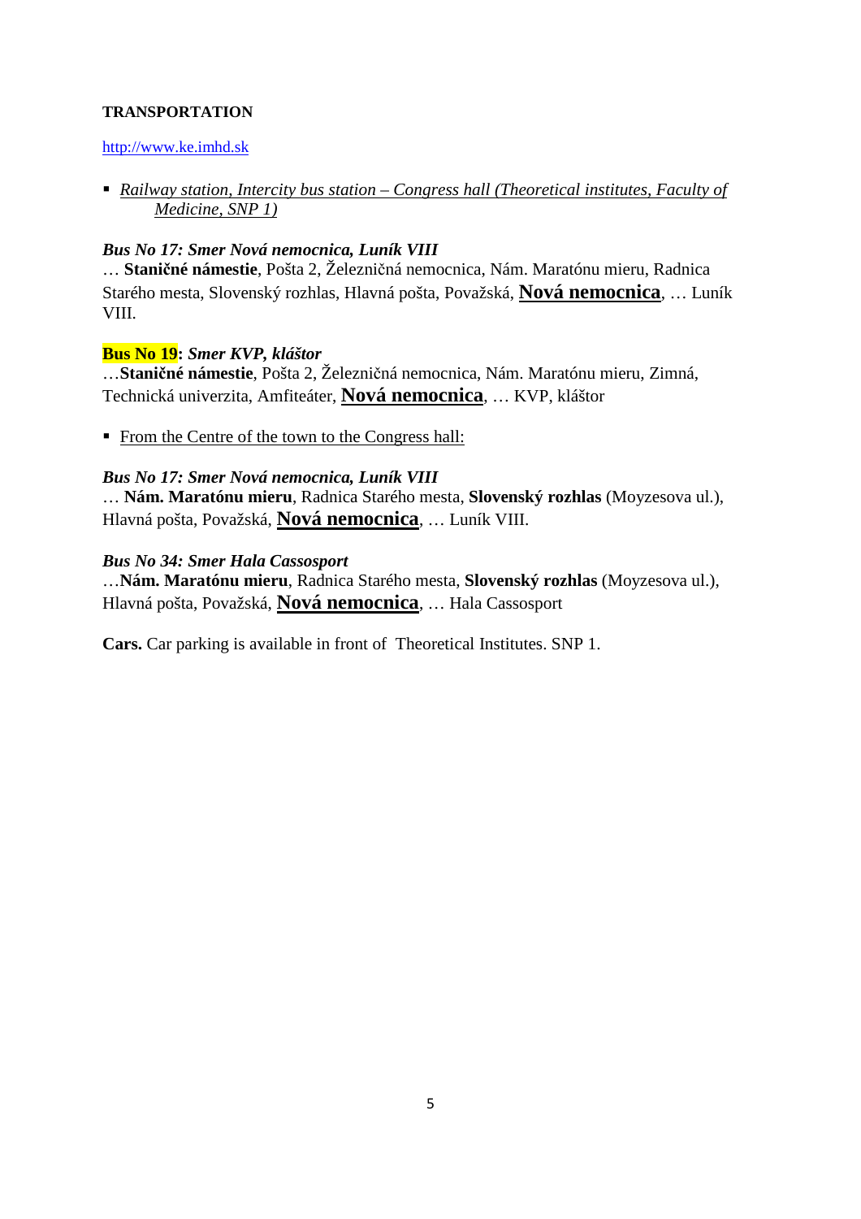**TRANSPORTATION**

http://www.ke.imhd.sk

- *Railway station, Intercity bus station – Congress hall (Theoretical institutes, Faculty of Medicine, SNP 1)*

***Bus No 17: Smer Nová nemocnica, Luník VIII***
… **Staničné námestie**, Pošta 2, Železničná nemocnica, Nám. Maratónu mieru, Radnica Starého mesta, Slovenský rozhlas, Hlavná pošta, Považská, **Nová nemocnica**, … Luník VIII.

**Bus No 19:** ***Smer KVP, kláštor***
…**Staničné námestie**, Pošta 2, Železničná nemocnica, Nám. Maratónu mieru, Zimná, Technická univerzita, Amfiteáter, **Nová nemocnica**, … KVP, kláštor

- From the Centre of the town to the Congress hall:

***Bus No 17: Smer Nová nemocnica, Luník VIII***
… **Nám. Maratónu mieru**, Radnica Starého mesta, **Slovenský rozhlas** (Moyzesova ul.), Hlavná pošta, Považská, **Nová nemocnica**, … Luník VIII.

***Bus No 34: Smer Hala Cassosport***
…**Nám. Maratónu mieru**, Radnica Starého mesta, **Slovenský rozhlas** (Moyzesova ul.), Hlavná pošta, Považská, **Nová nemocnica**, … Hala Cassosport

**Cars.** Car parking is available in front of Theoretical Institutes. SNP 1.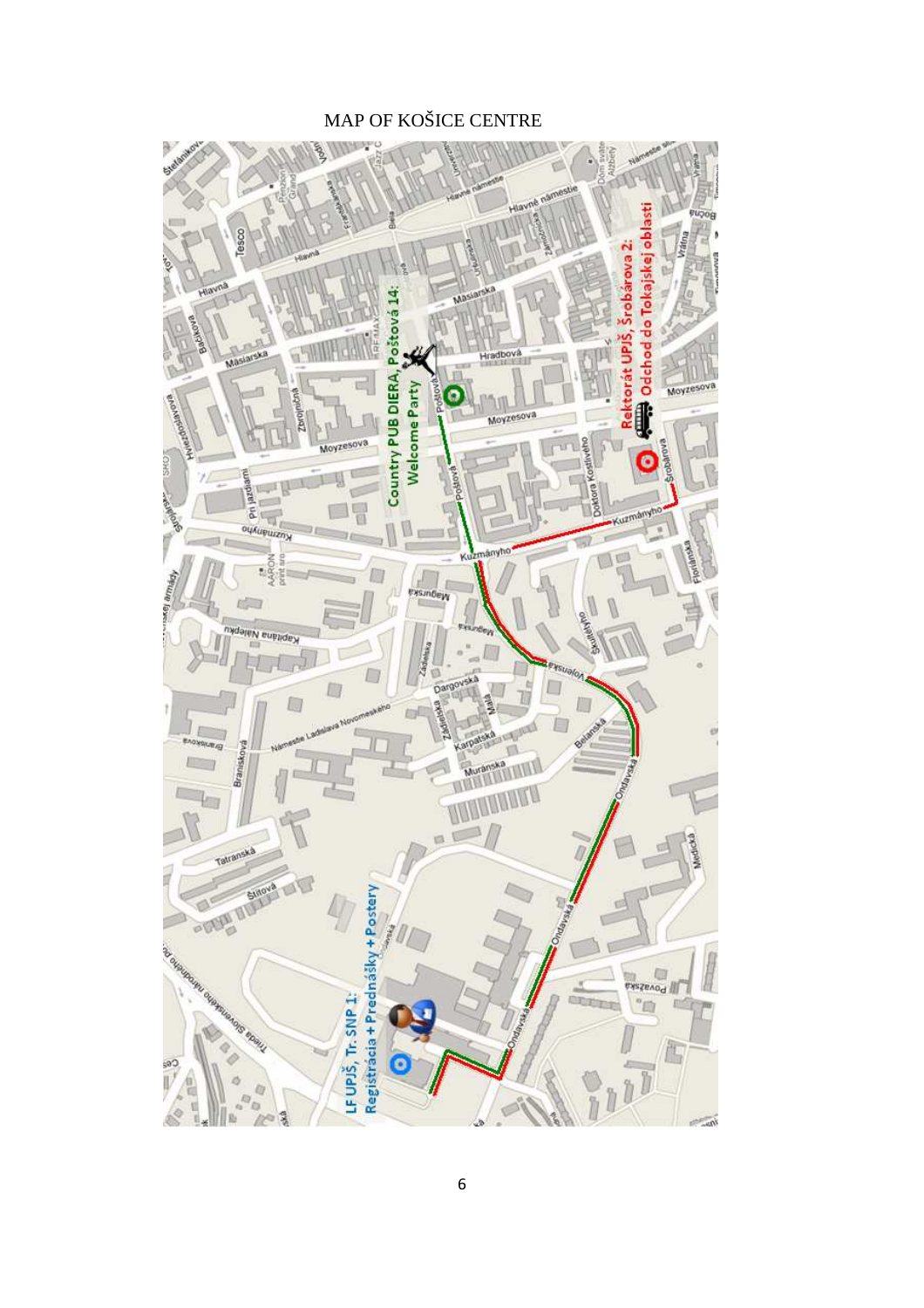MAP OF KOŠICE CENTRE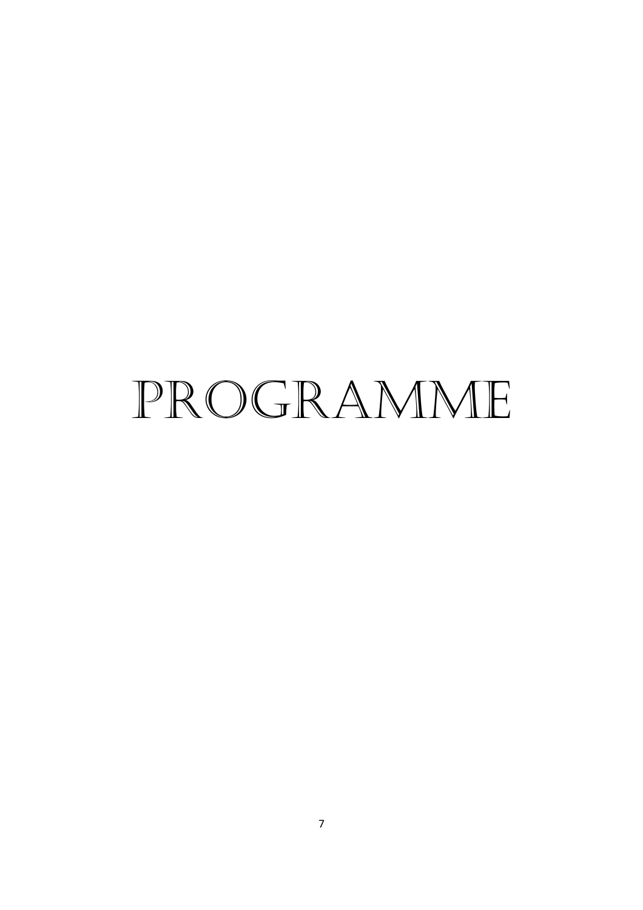# PROGRAMME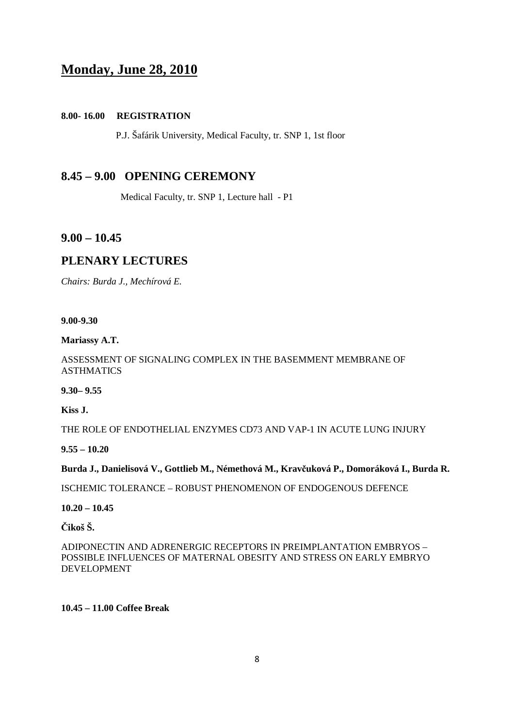# Monday, June 28, 2010

**8.00- 16.00 REGISTRATION**

P.J. Šafárik University, Medical Faculty, tr. SNP 1, 1st floor

## 8.45 – 9.00 OPENING CEREMONY

Medical Faculty, tr. SNP 1, Lecture hall - P1

## 9.00 – 10.45

## PLENARY LECTURES

*Chairs: Burda J., Mechírová E.*

**9.00-9.30**

**Mariassy A.T.**

ASSESSMENT OF SIGNALING COMPLEX IN THE BASEMMENT MEMBRANE OF ASTHMATICS

**9.30– 9.55**

**Kiss J.**

THE ROLE OF ENDOTHELIAL ENZYMES CD73 AND VAP-1 IN ACUTE LUNG INJURY

**9.55 – 10.20**

**Burda J., Danielisová V., Gottlieb M., Némethová M., Kravčuková P., Domoráková I., Burda R.**

ISCHEMIC TOLERANCE – ROBUST PHENOMENON OF ENDOGENOUS DEFENCE

**10.20 – 10.45**

**Čikoš Š.**

ADIPONECTIN AND ADRENERGIC RECEPTORS IN PREIMPLANTATION EMBRYOS – POSSIBLE INFLUENCES OF MATERNAL OBESITY AND STRESS ON EARLY EMBRYO DEVELOPMENT

**10.45 – 11.00 Coffee Break**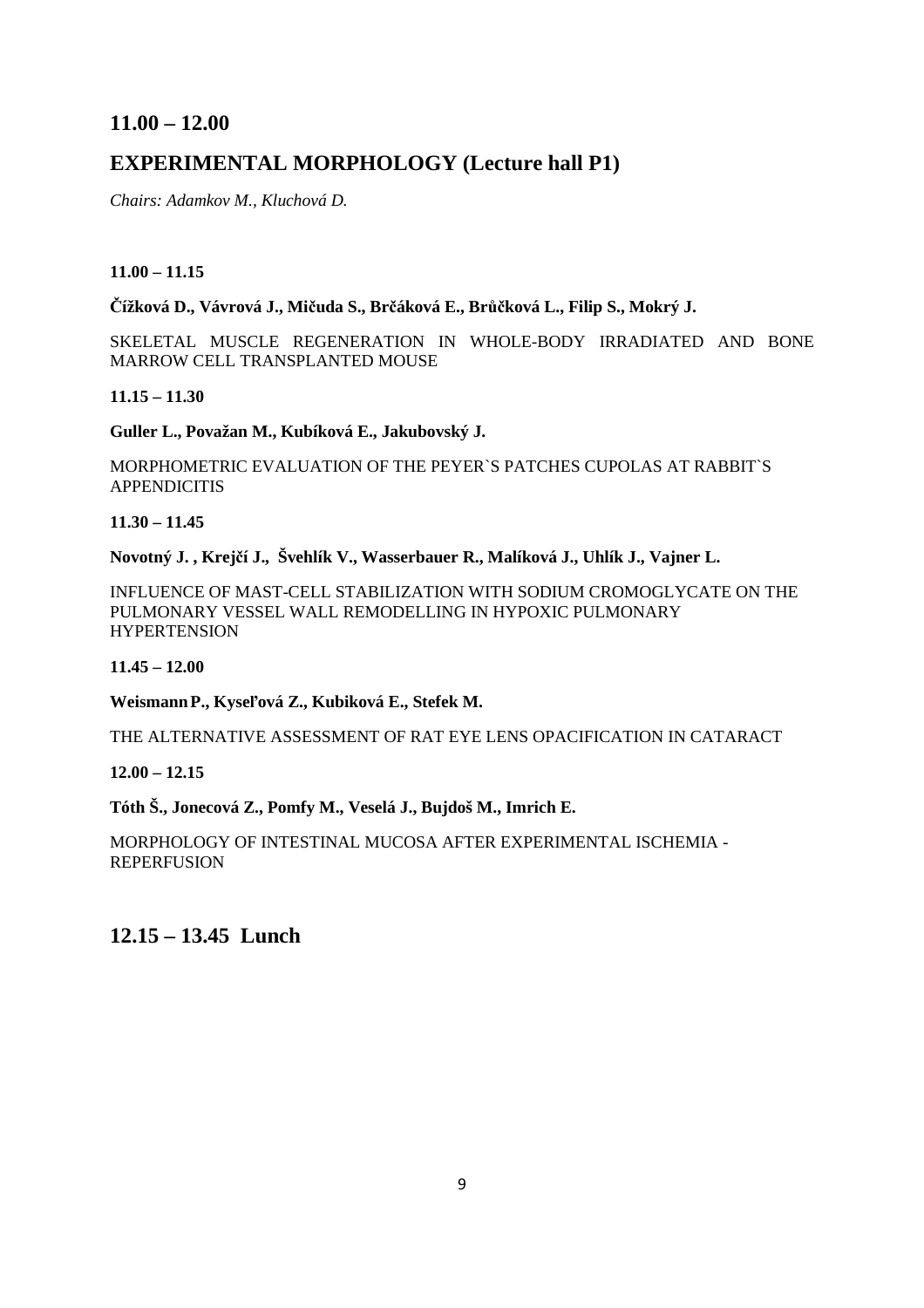## 11.00 – 12.00

## EXPERIMENTAL MORPHOLOGY (Lecture hall P1)

*Chairs: Adamkov M., Kluchová D.*

**11.00 – 11.15**

**Čížková D., Vávrová J., Mičuda S., Brčáková E., Brůčková L., Filip S., Mokrý J.**

SKELETAL MUSCLE REGENERATION IN WHOLE-BODY IRRADIATED AND BONE MARROW CELL TRANSPLANTED MOUSE

**11.15 – 11.30**

**Guller L., Považan M., Kubíková E., Jakubovský J.**

MORPHOMETRIC EVALUATION OF THE PEYER`S PATCHES CUPOLAS AT RABBIT`S APPENDICITIS

**11.30 – 11.45**

**Novotný J. , Krejčí J., Švehlík V., Wasserbauer R., Malíková J., Uhlík J., Vajner L.**

INFLUENCE OF MAST-CELL STABILIZATION WITH SODIUM CROMOGLYCATE ON THE PULMONARY VESSEL WALL REMODELLING IN HYPOXIC PULMONARY HYPERTENSION

**11.45 – 12.00**

**Weismann P., Kyseľová Z., Kubiková E., Stefek M.**

THE ALTERNATIVE ASSESSMENT OF RAT EYE LENS OPACIFICATION IN CATARACT

**12.00 – 12.15**

**Tóth Š., Jonecová Z., Pomfy M., Veselá J., Bujdoš M., Imrich E.**

MORPHOLOGY OF INTESTINAL MUCOSA AFTER EXPERIMENTAL ISCHEMIA - REPERFUSION

## 12.15 – 13.45 Lunch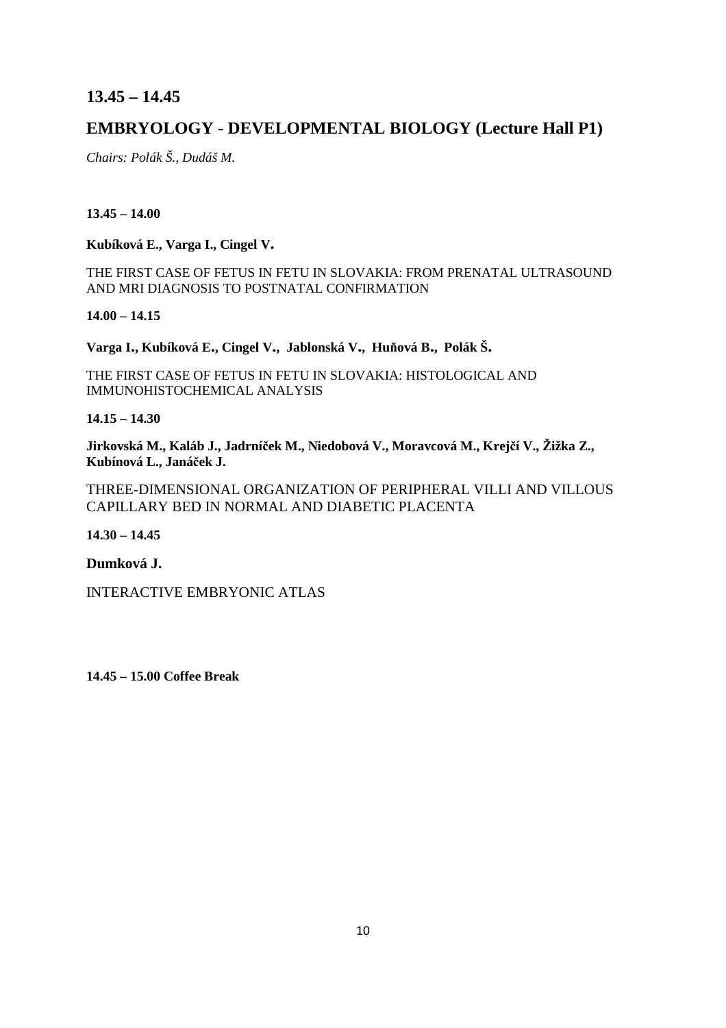## 13.45 – 14.45

## EMBRYOLOGY - DEVELOPMENTAL BIOLOGY (Lecture Hall P1)

*Chairs: Polák Š., Dudáš M.*

**13.45 – 14.00**

**Kubíková E., Varga I., Cingel V.**

THE FIRST CASE OF FETUS IN FETU IN SLOVAKIA: FROM PRENATAL ULTRASOUND AND MRI DIAGNOSIS TO POSTNATAL CONFIRMATION

**14.00 – 14.15**

**Varga I., Kubíková E., Cingel V., Jablonská V., Huňová B., Polák Š.**

THE FIRST CASE OF FETUS IN FETU IN SLOVAKIA: HISTOLOGICAL AND IMMUNOHISTOCHEMICAL ANALYSIS

**14.15 – 14.30**

**Jirkovská M., Kaláb J., Jadrníček M., Niedobová V., Moravcová M., Krejčí V., Žižka Z., Kubínová L., Janáček J.**

THREE-DIMENSIONAL ORGANIZATION OF PERIPHERAL VILLI AND VILLOUS CAPILLARY BED IN NORMAL AND DIABETIC PLACENTA

**14.30 – 14.45**

**Dumková J.**

INTERACTIVE EMBRYONIC ATLAS

**14.45 – 15.00 Coffee Break**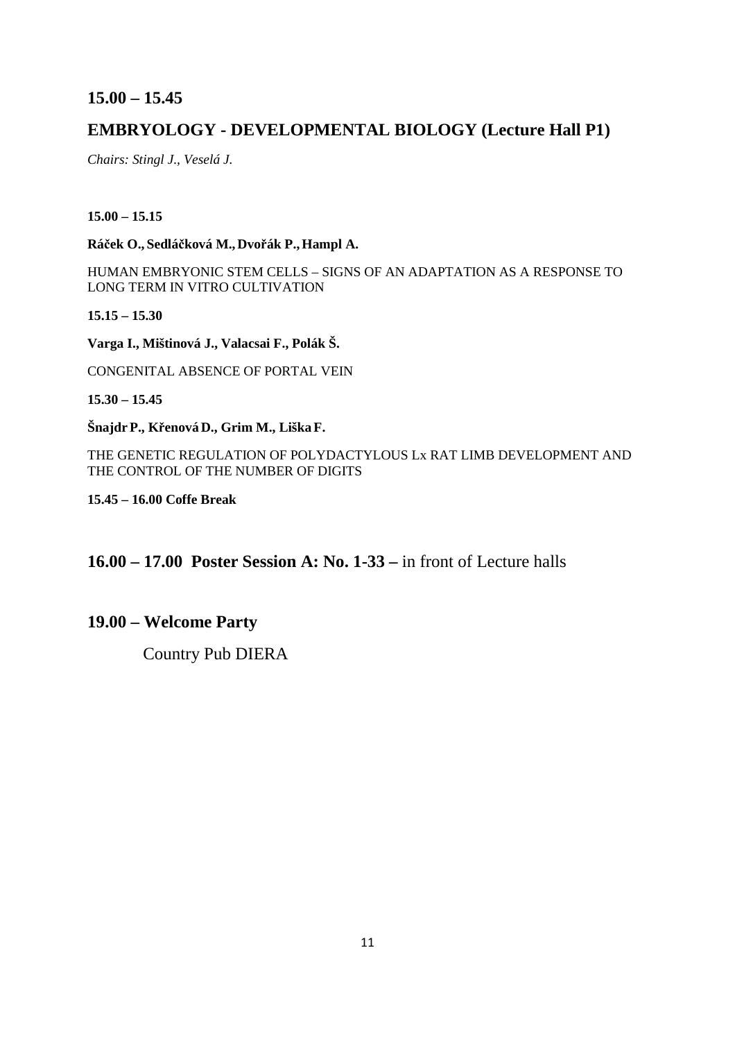## 15.00 – 15.45

## EMBRYOLOGY - DEVELOPMENTAL BIOLOGY (Lecture Hall P1)

*Chairs: Stingl J., Veselá J.*

**15.00 – 15.15**

**Ráček O., Sedláčková M., Dvořák P., Hampl A.**

HUMAN EMBRYONIC STEM CELLS – SIGNS OF AN ADAPTATION AS A RESPONSE TO LONG TERM IN VITRO CULTIVATION

**15.15 – 15.30**

**Varga I., Mištinová J., Valacsai F., Polák Š.**

CONGENITAL ABSENCE OF PORTAL VEIN

**15.30 – 15.45**

**Šnajdr P., Křenová D., Grim M., Liška F.**

THE GENETIC REGULATION OF POLYDACTYLOUS Lx RAT LIMB DEVELOPMENT AND THE CONTROL OF THE NUMBER OF DIGITS

**15.45 – 16.00 Coffe Break**

## 16.00 – 17.00 Poster Session A: No. 1-33 – in front of Lecture halls

## 19.00 – Welcome Party

Country Pub DIERA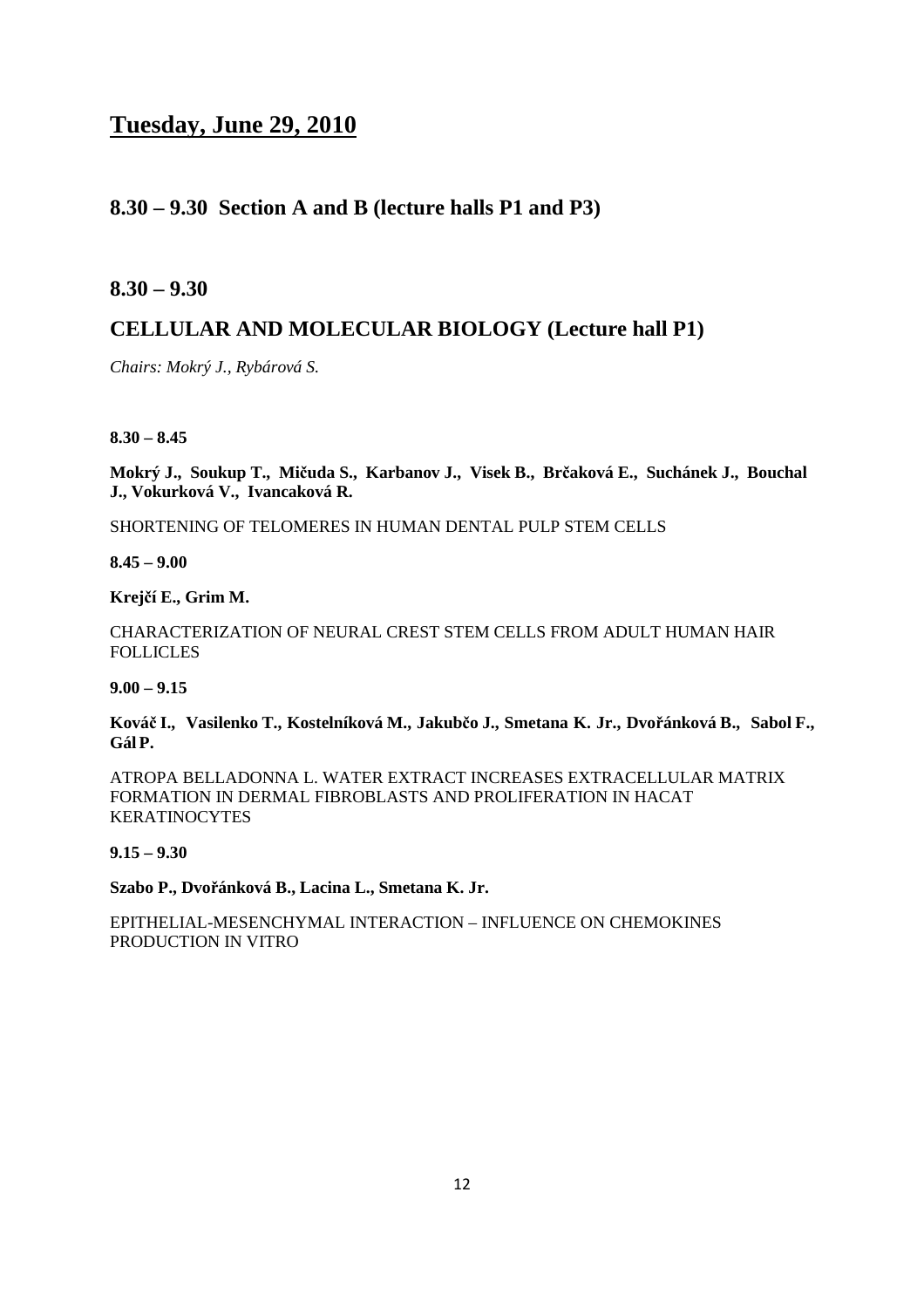# Tuesday, June 29, 2010

## 8.30 – 9.30 Section A and B (lecture halls P1 and P3)

## 8.30 – 9.30

## CELLULAR AND MOLECULAR BIOLOGY (Lecture hall P1)

*Chairs: Mokrý J., Rybárová S.*

**8.30 – 8.45**

**Mokrý J., Soukup T., Mičuda S., Karbanov J., Visek B., Brčaková E., Suchánek J., Bouchal J., Vokurková V., Ivancaková R.**

SHORTENING OF TELOMERES IN HUMAN DENTAL PULP STEM CELLS

**8.45 – 9.00**

**Krejčí E., Grim M.**

CHARACTERIZATION OF NEURAL CREST STEM CELLS FROM ADULT HUMAN HAIR FOLLICLES

**9.00 – 9.15**

**Kováč I., Vasilenko T., Kostelníková M., Jakubčo J., Smetana K. Jr., Dvořánková B., Sabol F., Gál P.**

ATROPA BELLADONNA L. WATER EXTRACT INCREASES EXTRACELLULAR MATRIX FORMATION IN DERMAL FIBROBLASTS AND PROLIFERATION IN HACAT KERATINOCYTES

**9.15 – 9.30**

**Szabo P., Dvořánková B., Lacina L., Smetana K. Jr.**

EPITHELIAL-MESENCHYMAL INTERACTION – INFLUENCE ON CHEMOKINES PRODUCTION IN VITRO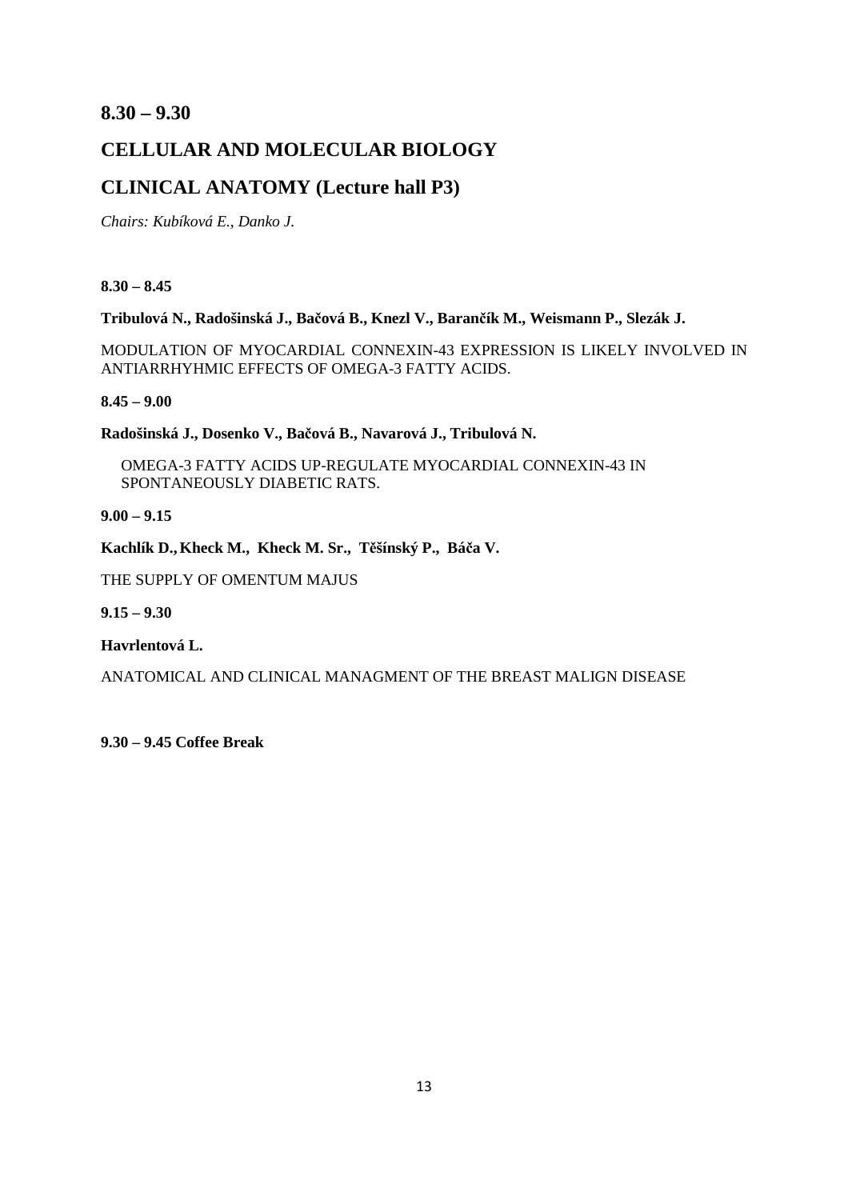## 8.30 – 9.30

## CELLULAR AND MOLECULAR BIOLOGY

## CLINICAL ANATOMY (Lecture hall P3)

*Chairs: Kubíková E., Danko J.*

**8.30 – 8.45**

**Tribulová N., Radošinská J., Bačová B., Knezl V., Barančík M., Weismann P., Slezák J.**

MODULATION OF MYOCARDIAL CONNEXIN-43 EXPRESSION IS LIKELY INVOLVED IN ANTIARRHYHMIC EFFECTS OF OMEGA-3 FATTY ACIDS.

**8.45 – 9.00**

**Radošinská J., Dosenko V., Bačová B., Navarová J., Tribulová N.**

OMEGA-3 FATTY ACIDS UP-REGULATE MYOCARDIAL CONNEXIN-43 IN SPONTANEOUSLY DIABETIC RATS.

**9.00 – 9.15**

**Kachlík D., Kheck M., Kheck M. Sr., Těšínský P., Báča V.**

THE SUPPLY OF OMENTUM MAJUS

**9.15 – 9.30**

**Havrlentová L.**

ANATOMICAL AND CLINICAL MANAGMENT OF THE BREAST MALIGN DISEASE

**9.30 – 9.45 Coffee Break**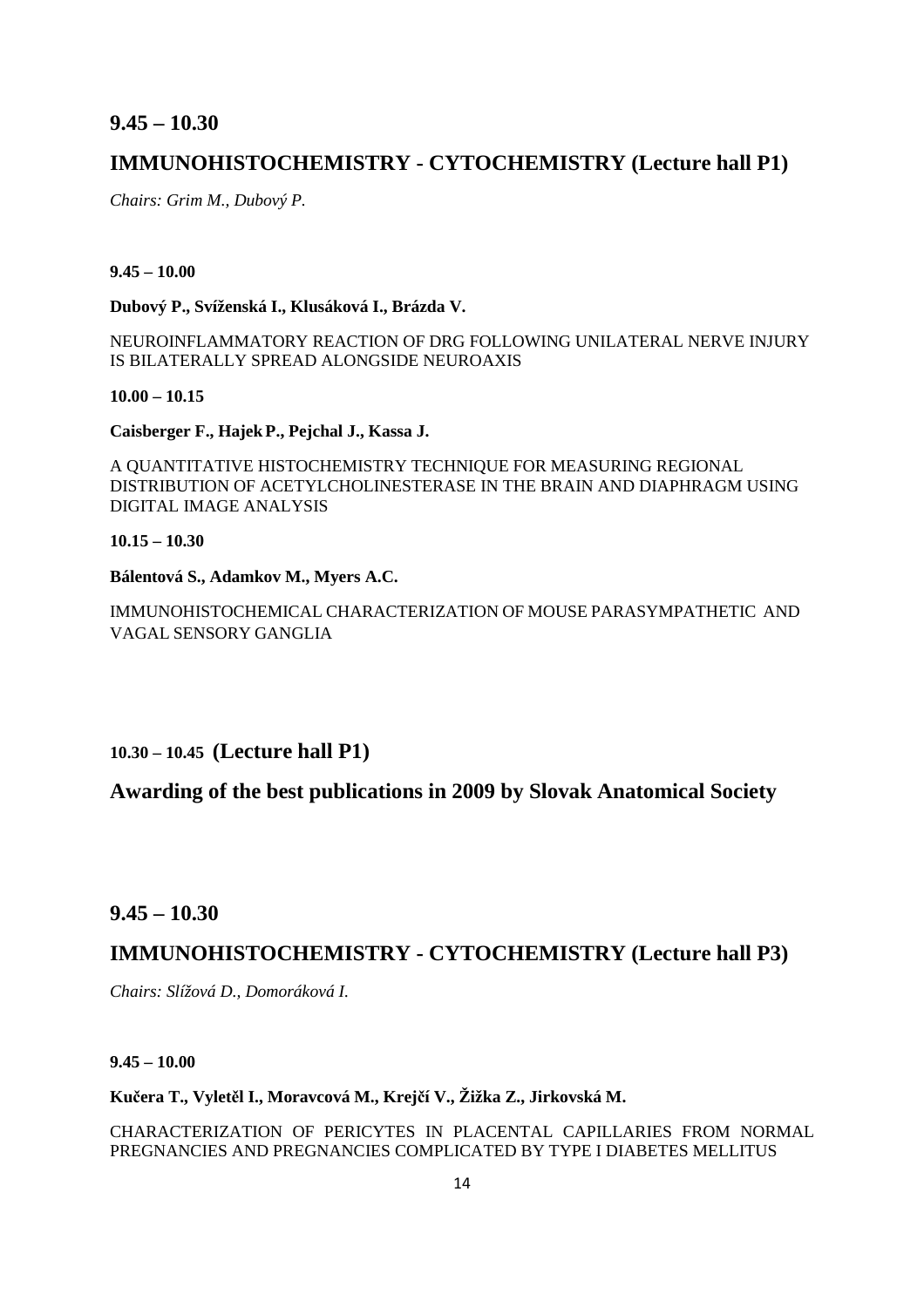## 9.45 – 10.30

## IMMUNOHISTOCHEMISTRY - CYTOCHEMISTRY (Lecture hall P1)

*Chairs: Grim M., Dubový P.*

**9.45 – 10.00**

**Dubový P., Svíženská I., Klusáková I., Brázda V.**

NEUROINFLAMMATORY REACTION OF DRG FOLLOWING UNILATERAL NERVE INJURY IS BILATERALLY SPREAD ALONGSIDE NEUROAXIS

**10.00 – 10.15**

**Caisberger F., Hajek P., Pejchal J., Kassa J.**

A QUANTITATIVE HISTOCHEMISTRY TECHNIQUE FOR MEASURING REGIONAL DISTRIBUTION OF ACETYLCHOLINESTERASE IN THE BRAIN AND DIAPHRAGM USING DIGITAL IMAGE ANALYSIS

**10.15 – 10.30**

**Bálentová S., Adamkov M., Myers A.C.**

IMMUNOHISTOCHEMICAL CHARACTERIZATION OF MOUSE PARASYMPATHETIC AND VAGAL SENSORY GANGLIA

## 10.30 – 10.45 (Lecture hall P1)

## Awarding of the best publications in 2009 by Slovak Anatomical Society

## 9.45 – 10.30

## IMMUNOHISTOCHEMISTRY - CYTOCHEMISTRY (Lecture hall P3)

*Chairs: Slížová D., Domoráková I.*

**9.45 – 10.00**

**Kučera T., Vyletěl I., Moravcová M., Krejčí V., Žižka Z., Jirkovská M.**

CHARACTERIZATION OF PERICYTES IN PLACENTAL CAPILLARIES FROM NORMAL PREGNANCIES AND PREGNANCIES COMPLICATED BY TYPE I DIABETES MELLITUS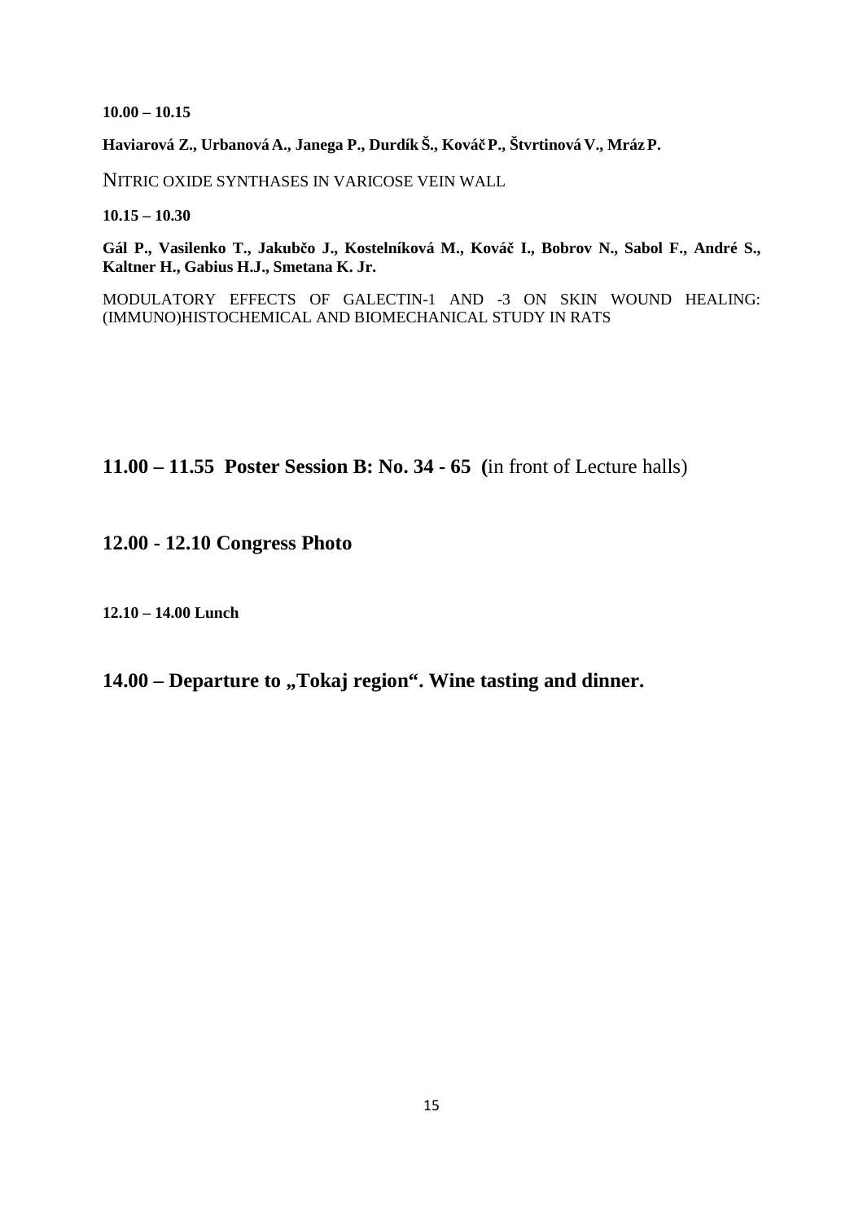**10.00 – 10.15**

**Haviarová Z., Urbanová A., Janega P., Durdík Š., Kováč P., Štvrtinová V., Mráz P.**

NITRIC OXIDE SYNTHASES IN VARICOSE VEIN WALL

**10.15 – 10.30**

**Gál P., Vasilenko T., Jakubčo J., Kostelníková M., Kováč I., Bobrov N., Sabol F., André S., Kaltner H., Gabius H.J., Smetana K. Jr.**

MODULATORY EFFECTS OF GALECTIN-1 AND -3 ON SKIN WOUND HEALING: (IMMUNO)HISTOCHEMICAL AND BIOMECHANICAL STUDY IN RATS

## **11.00 – 11.55 Poster Session B: No. 34 - 65 (**in front of Lecture halls)

## **12.00 - 12.10 Congress Photo**

**12.10 – 14.00 Lunch**

## **14.00 – Departure to „Tokaj region“. Wine tasting and dinner.**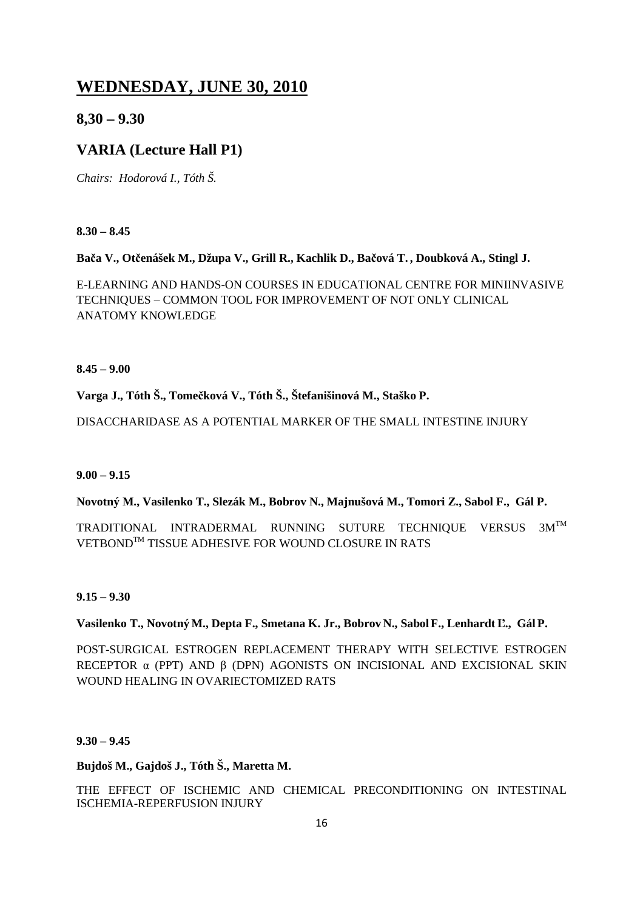# WEDNESDAY, JUNE 30, 2010

## 8,30 – 9.30

## VARIA (Lecture Hall P1)

*Chairs: Hodorová I., Tóth Š.*

**8.30 – 8.45**

**Bača V., Otčenášek M., Džupa V., Grill R., Kachlik D., Bačová T. , Doubková A., Stingl J.**

E-LEARNING AND HANDS-ON COURSES IN EDUCATIONAL CENTRE FOR MINIINVASIVE TECHNIQUES – COMMON TOOL FOR IMPROVEMENT OF NOT ONLY CLINICAL ANATOMY KNOWLEDGE

**8.45 – 9.00**

**Varga J., Tóth Š., Tomečková V., Tóth Š., Štefanišinová M., Staško P.**

DISACCHARIDASE AS A POTENTIAL MARKER OF THE SMALL INTESTINE INJURY

**9.00 – 9.15**

**Novotný M., Vasilenko T., Slezák M., Bobrov N., Majnušová M., Tomori Z., Sabol F., Gál P.**

TRADITIONAL INTRADERMAL RUNNING SUTURE TECHNIQUE VERSUS 3M™ VETBOND™ TISSUE ADHESIVE FOR WOUND CLOSURE IN RATS

**9.15 – 9.30**

**Vasilenko T., Novotný M., Depta F., Smetana K. Jr., Bobrov N., Sabol F., Lenhardt Ľ., Gál P.**

POST-SURGICAL ESTROGEN REPLACEMENT THERAPY WITH SELECTIVE ESTROGEN RECEPTOR $\alpha$ (PPT) AND $\beta$ (DPN) AGONISTS ON INCISIONAL AND EXCISIONAL SKIN WOUND HEALING IN OVARIECTOMIZED RATS

**9.30 – 9.45**

**Bujdoš M., Gajdoš J., Tóth Š., Maretta M.**

THE EFFECT OF ISCHEMIC AND CHEMICAL PRECONDITIONING ON INTESTINAL ISCHEMIA-REPERFUSION INJURY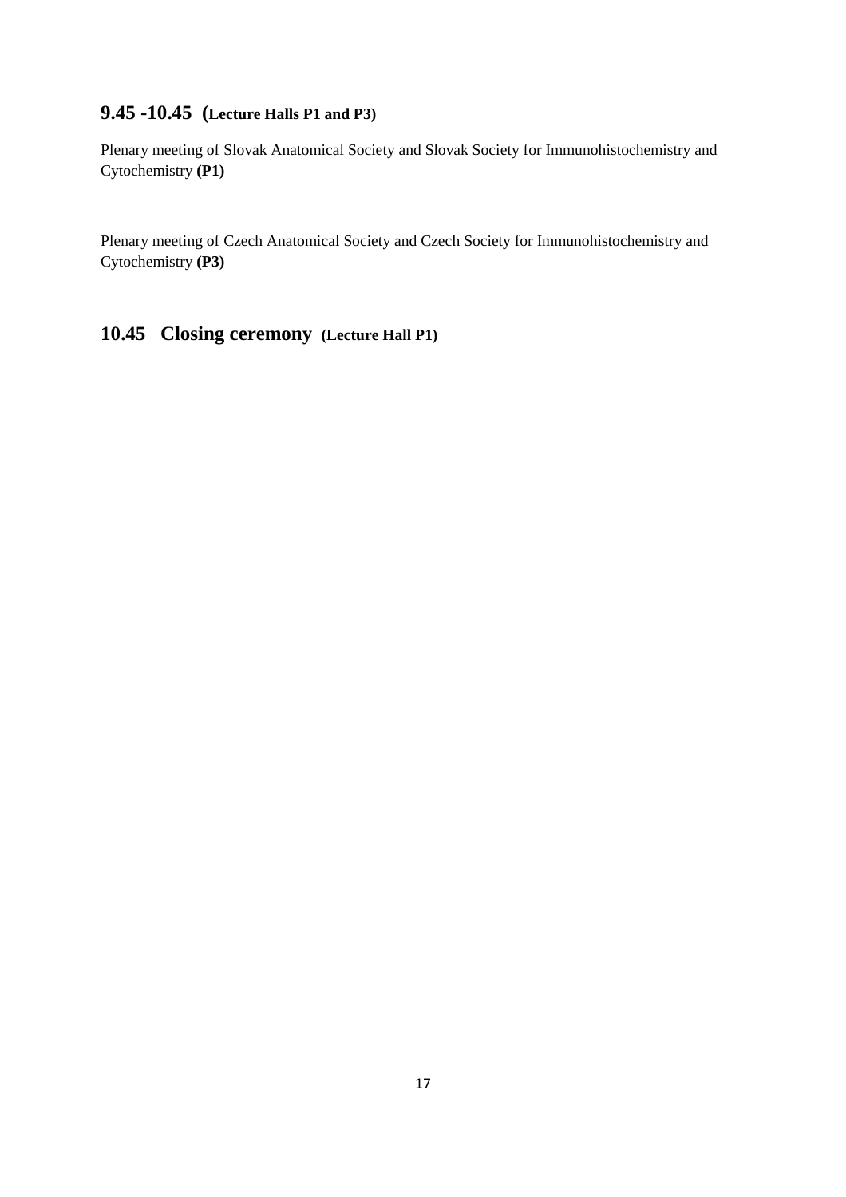## 9.45 -10.45 (Lecture Halls P1 and P3)

Plenary meeting of Slovak Anatomical Society and Slovak Society for Immunohistochemistry and Cytochemistry **(P1)**

Plenary meeting of Czech Anatomical Society and Czech Society for Immunohistochemistry and Cytochemistry **(P3)**

## 10.45 Closing ceremony (Lecture Hall P1)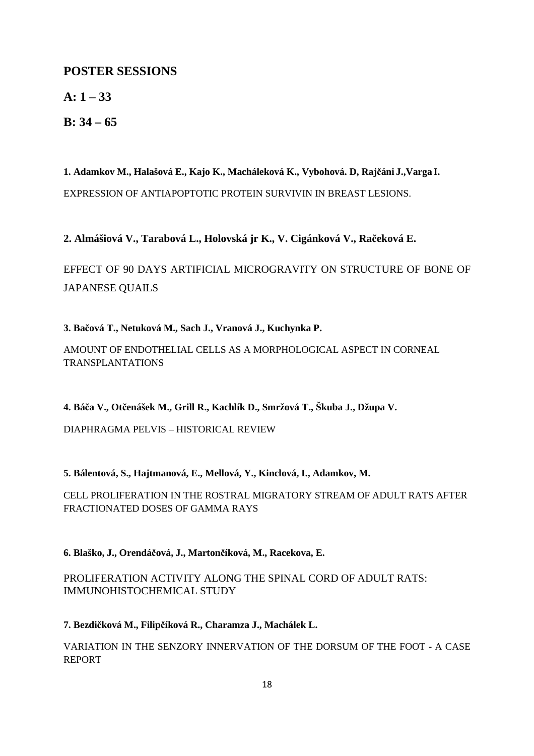## POSTER SESSIONS

## A: 1 – 33

## B: 34 – 65

**1. Adamkov M., Halašová E., Kajo K., Macháleková K., Vybohová. D, Rajčáni J.,Varga I.**

EXPRESSION OF ANTIAPOPTOTIC PROTEIN SURVIVIN IN BREAST LESIONS.

**2. Almášiová V., Tarabová L., Holovská jr K., V. Cigánková V., Račeková E.**

EFFECT OF 90 DAYS ARTIFICIAL MICROGRAVITY ON STRUCTURE OF BONE OF JAPANESE QUAILS

**3. Bačová T., Netuková M., Sach J., Vranová J., Kuchynka P.**

AMOUNT OF ENDOTHELIAL CELLS AS A MORPHOLOGICAL ASPECT IN CORNEAL TRANSPLANTATIONS

**4. Báča V., Otčenášek M., Grill R., Kachlík D., Smržová T., Škuba J., Džupa V.**

DIAPHRAGMA PELVIS – HISTORICAL REVIEW

**5. Bálentová, S., Hajtmanová, E., Mellová, Y., Kinclová, I., Adamkov, M.**

CELL PROLIFERATION IN THE ROSTRAL MIGRATORY STREAM OF ADULT RATS AFTER FRACTIONATED DOSES OF GAMMA RAYS

**6. Blaško, J., Orendáčová, J., Martončíková, M., Racekova, E.**

PROLIFERATION ACTIVITY ALONG THE SPINAL CORD OF ADULT RATS: IMMUNOHISTOCHEMICAL STUDY

**7. Bezdičková M., Filipčíková R., Charamza J., Machálek L.**

VARIATION IN THE SENZORY INNERVATION OF THE DORSUM OF THE FOOT - A CASE REPORT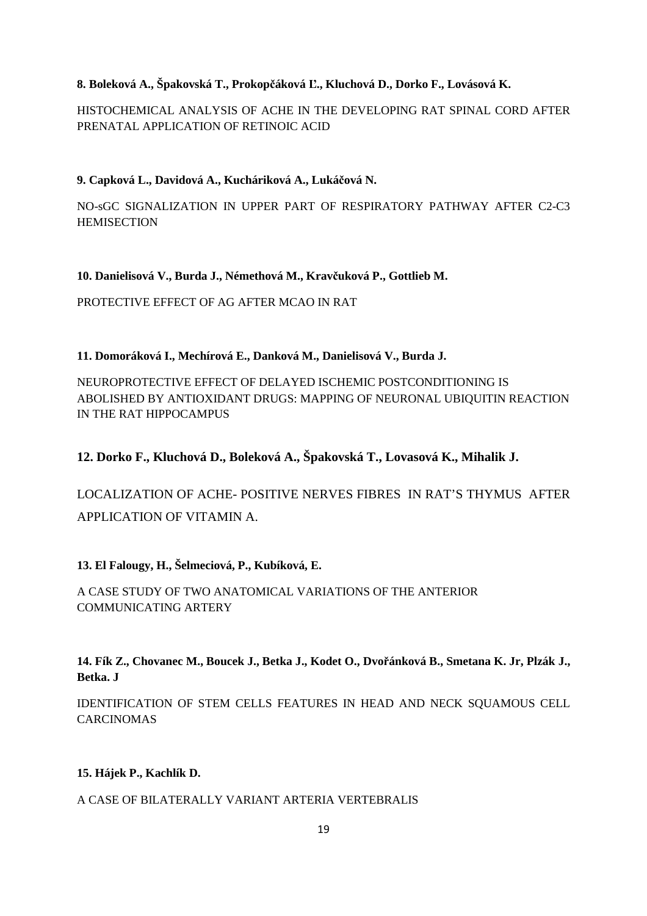**8. Boleková A., Špakovská T., Prokopčáková Ľ., Kluchová D., Dorko F., Lovásová K.**

HISTOCHEMICAL ANALYSIS OF ACHE IN THE DEVELOPING RAT SPINAL CORD AFTER PRENATAL APPLICATION OF RETINOIC ACID

**9. Capková L., Davidová A., Kucháriková A., Lukáčová N.**

NO-sGC SIGNALIZATION IN UPPER PART OF RESPIRATORY PATHWAY AFTER C2-C3 HEMISECTION

**10. Danielisová V., Burda J., Némethová M., Kravčuková P., Gottlieb M.**

PROTECTIVE EFFECT OF AG AFTER MCAO IN RAT

**11. Domoráková I., Mechírová E., Danková M., Danielisová V., Burda J.**

NEUROPROTECTIVE EFFECT OF DELAYED ISCHEMIC POSTCONDITIONING IS ABOLISHED BY ANTIOXIDANT DRUGS: MAPPING OF NEURONAL UBIQUITIN REACTION IN THE RAT HIPPOCAMPUS

**12. Dorko F., Kluchová D., Boleková A., Špakovská T., Lovasová K., Mihalik J.**

LOCALIZATION OF ACHE- POSITIVE NERVES FIBRES IN RAT'S THYMUS AFTER APPLICATION OF VITAMIN A.

**13. El Falougy, H., Šelmeciová, P., Kubíková, E.**

A CASE STUDY OF TWO ANATOMICAL VARIATIONS OF THE ANTERIOR COMMUNICATING ARTERY

**14. Fík Z., Chovanec M., Boucek J., Betka J., Kodet O., Dvořánková B., Smetana K. Jr, Plzák J., Betka. J**

IDENTIFICATION OF STEM CELLS FEATURES IN HEAD AND NECK SQUAMOUS CELL CARCINOMAS

**15. Hájek P., Kachlík D.**

A CASE OF BILATERALLY VARIANT ARTERIA VERTEBRALIS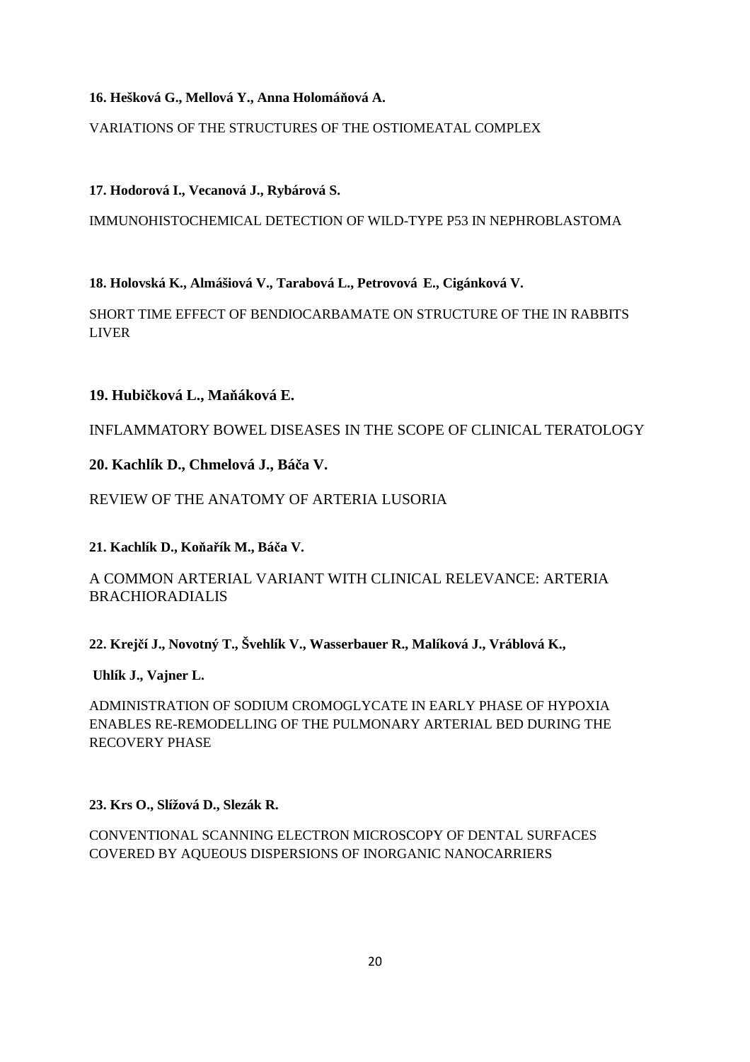**16. Hešková G., Mellová Y., Anna Holomáňová A.**

VARIATIONS OF THE STRUCTURES OF THE OSTIOMEATAL COMPLEX

**17. Hodorová I., Vecanová J., Rybárová S.**

IMMUNOHISTOCHEMICAL DETECTION OF WILD-TYPE P53 IN NEPHROBLASTOMA

**18. Holovská K., Almášiová V., Tarabová L., Petrovová E., Cigánková V.**

SHORT TIME EFFECT OF BENDIOCARBAMATE ON STRUCTURE OF THE IN RABBITS LIVER

**19. Hubičková L., Maňáková E.**

INFLAMMATORY BOWEL DISEASES IN THE SCOPE OF CLINICAL TERATOLOGY

**20. Kachlík D., Chmelová J., Báča V.**

REVIEW OF THE ANATOMY OF ARTERIA LUSORIA

**21. Kachlík D., Koňařík M., Báča V.**

A COMMON ARTERIAL VARIANT WITH CLINICAL RELEVANCE: ARTERIA BRACHIORADIALIS

**22. Krejčí J., Novotný T., Švehlík V., Wasserbauer R., Malíková J., Vráblová K., Uhlík J., Vajner L.**

ADMINISTRATION OF SODIUM CROMOGLYCATE IN EARLY PHASE OF HYPOXIA ENABLES RE-REMODELLING OF THE PULMONARY ARTERIAL BED DURING THE RECOVERY PHASE

**23. Krs O., Slížová D., Slezák R.**

CONVENTIONAL SCANNING ELECTRON MICROSCOPY OF DENTAL SURFACES COVERED BY AQUEOUS DISPERSIONS OF INORGANIC NANOCARRIERS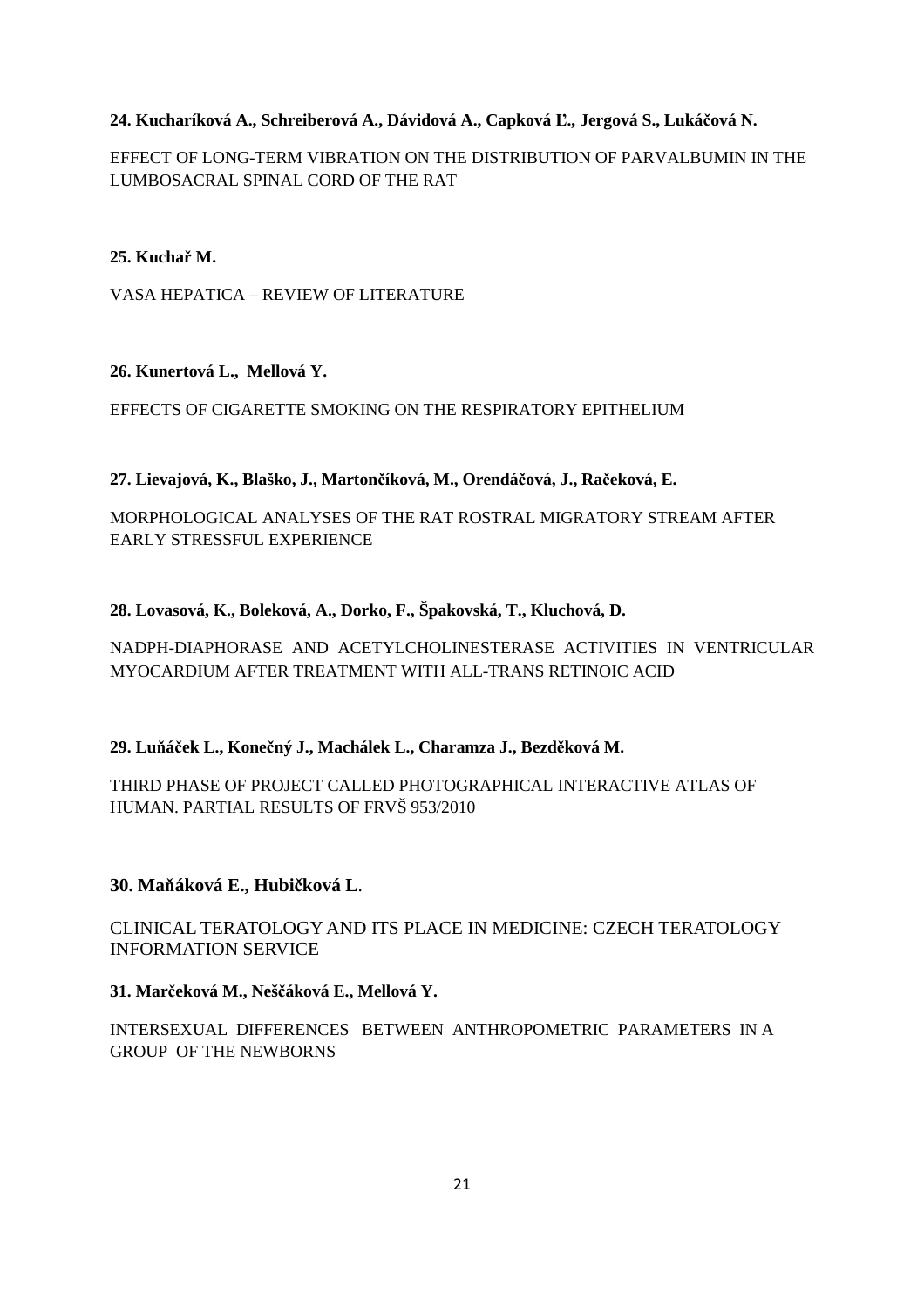**24. Kucharíková A., Schreiberová A., Dávidová A., Capková Ľ., Jergová S., Lukáčová N.**

EFFECT OF LONG-TERM VIBRATION ON THE DISTRIBUTION OF PARVALBUMIN IN THE LUMBOSACRAL SPINAL CORD OF THE RAT

**25. Kuchař M.**

VASA HEPATICA – REVIEW OF LITERATURE

**26. Kunertová L., Mellová Y.**

EFFECTS OF CIGARETTE SMOKING ON THE RESPIRATORY EPITHELIUM

**27. Lievajová, K., Blaško, J., Martončíková, M., Orendáčová, J., Račeková, E.**

MORPHOLOGICAL ANALYSES OF THE RAT ROSTRAL MIGRATORY STREAM AFTER EARLY STRESSFUL EXPERIENCE

**28. Lovasová, K., Boleková, A., Dorko, F., Špakovská, T., Kluchová, D.**

NADPH-DIAPHORASE AND ACETYLCHOLINESTERASE ACTIVITIES IN VENTRICULAR MYOCARDIUM AFTER TREATMENT WITH ALL-TRANS RETINOIC ACID

**29. Luňáček L., Konečný J., Machálek L., Charamza J., Bezděková M.**

THIRD PHASE OF PROJECT CALLED PHOTOGRAPHICAL INTERACTIVE ATLAS OF HUMAN. PARTIAL RESULTS OF FRVŠ 953/2010

**30. Maňáková E., Hubičková L**.

CLINICAL TERATOLOGY AND ITS PLACE IN MEDICINE: CZECH TERATOLOGY INFORMATION SERVICE

**31. Marčeková M., Neščáková E., Mellová Y.**

INTERSEXUAL DIFFERENCES BETWEEN ANTHROPOMETRIC PARAMETERS IN A GROUP OF THE NEWBORNS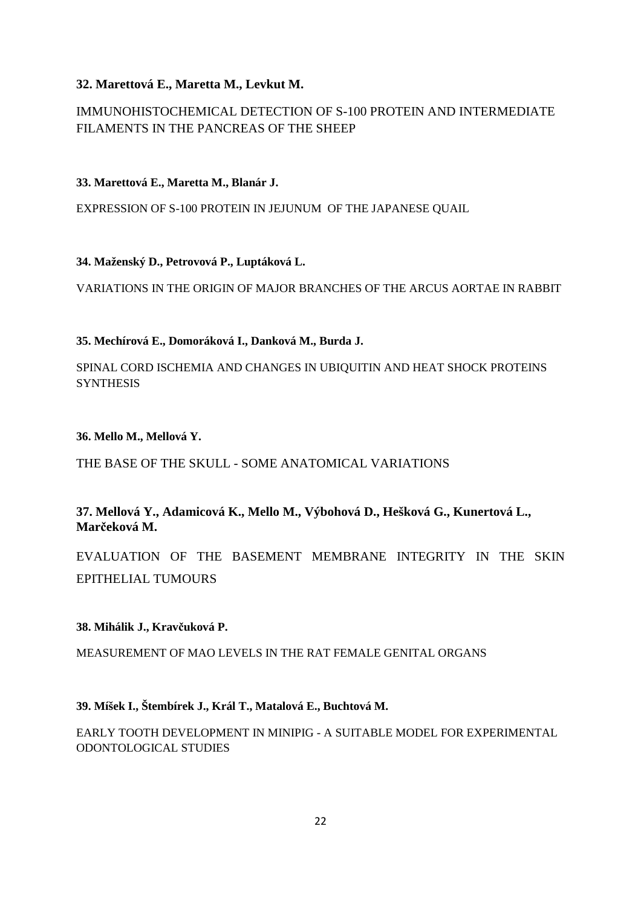**32. Marettová E., Maretta M., Levkut M.**

IMMUNOHISTOCHEMICAL DETECTION OF S-100 PROTEIN AND INTERMEDIATE FILAMENTS IN THE PANCREAS OF THE SHEEP

**33. Marettová E., Maretta M., Blanár J.**

EXPRESSION OF S-100 PROTEIN IN JEJUNUM OF THE JAPANESE QUAIL

**34. Maženský D., Petrovová P., Luptáková L.**

VARIATIONS IN THE ORIGIN OF MAJOR BRANCHES OF THE ARCUS AORTAE IN RABBIT

**35. Mechírová E., Domoráková I., Danková M., Burda J.**

SPINAL CORD ISCHEMIA AND CHANGES IN UBIQUITIN AND HEAT SHOCK PROTEINS SYNTHESIS

**36. Mello M., Mellová Y.**

THE BASE OF THE SKULL - SOME ANATOMICAL VARIATIONS

**37. Mellová Y., Adamicová K., Mello M., Výbohová D., Hešková G., Kunertová L., Marčeková M.**

EVALUATION OF THE BASEMENT MEMBRANE INTEGRITY IN THE SKIN EPITHELIAL TUMOURS

**38. Mihálik J., Kravčuková P.**

MEASUREMENT OF MAO LEVELS IN THE RAT FEMALE GENITAL ORGANS

**39. Míšek I., Štembírek J., Král T., Matalová E., Buchtová M.**

EARLY TOOTH DEVELOPMENT IN MINIPIG - A SUITABLE MODEL FOR EXPERIMENTAL ODONTOLOGICAL STUDIES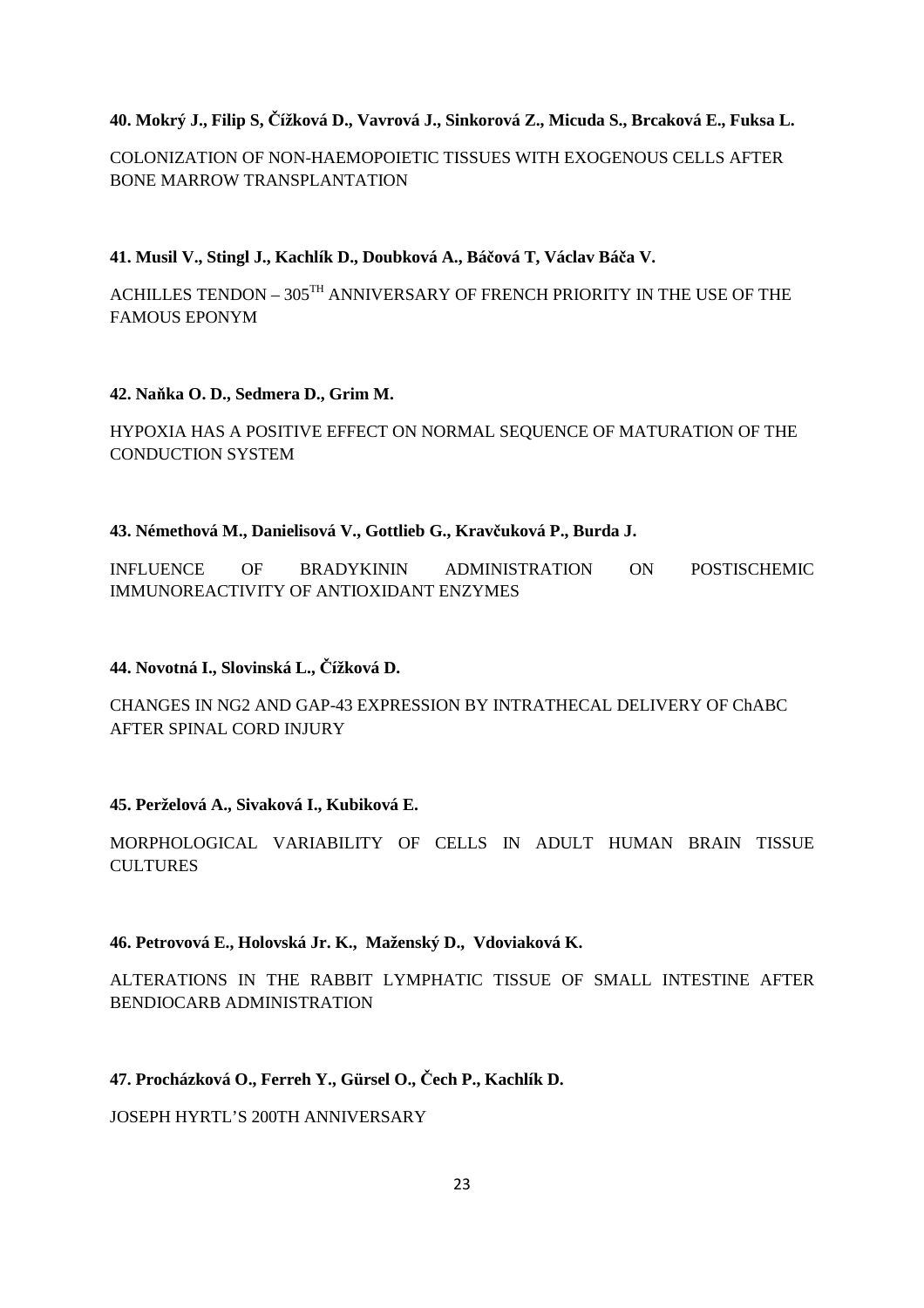**40. Mokrý J., Filip S, Čížková D., Vavrová J., Sinkorová Z., Micuda S., Brcaková E., Fuksa L.**

COLONIZATION OF NON-HAEMOPOIETIC TISSUES WITH EXOGENOUS CELLS AFTER BONE MARROW TRANSPLANTATION

**41. Musil V., Stingl J., Kachlík D., Doubková A., Báčová T, Václav Báča V.**

ACHILLES TENDON – 305[TH] ANNIVERSARY OF FRENCH PRIORITY IN THE USE OF THE FAMOUS EPONYM

**42. Naňka O. D., Sedmera D., Grim M.**

HYPOXIA HAS A POSITIVE EFFECT ON NORMAL SEQUENCE OF MATURATION OF THE CONDUCTION SYSTEM

**43. Némethová M., Danielisová V., Gottlieb G., Kravčuková P., Burda J.**

INFLUENCE OF BRADYKININ ADMINISTRATION ON POSTISCHEMIC IMMUNOREACTIVITY OF ANTIOXIDANT ENZYMES

**44. Novotná I., Slovinská L., Čížková D.**

CHANGES IN NG2 AND GAP-43 EXPRESSION BY INTRATHECAL DELIVERY OF ChABC AFTER SPINAL CORD INJURY

**45. Perželová A., Sivaková I., Kubiková E.**

MORPHOLOGICAL VARIABILITY OF CELLS IN ADULT HUMAN BRAIN TISSUE CULTURES

**46. Petrovová E., Holovská Jr. K., Maženský D., Vdoviaková K.**

ALTERATIONS IN THE RABBIT LYMPHATIC TISSUE OF SMALL INTESTINE AFTER BENDIOCARB ADMINISTRATION

**47. Procházková O., Ferreh Y., Gürsel O., Čech P., Kachlík D.**

JOSEPH HYRTL'S 200TH ANNIVERSARY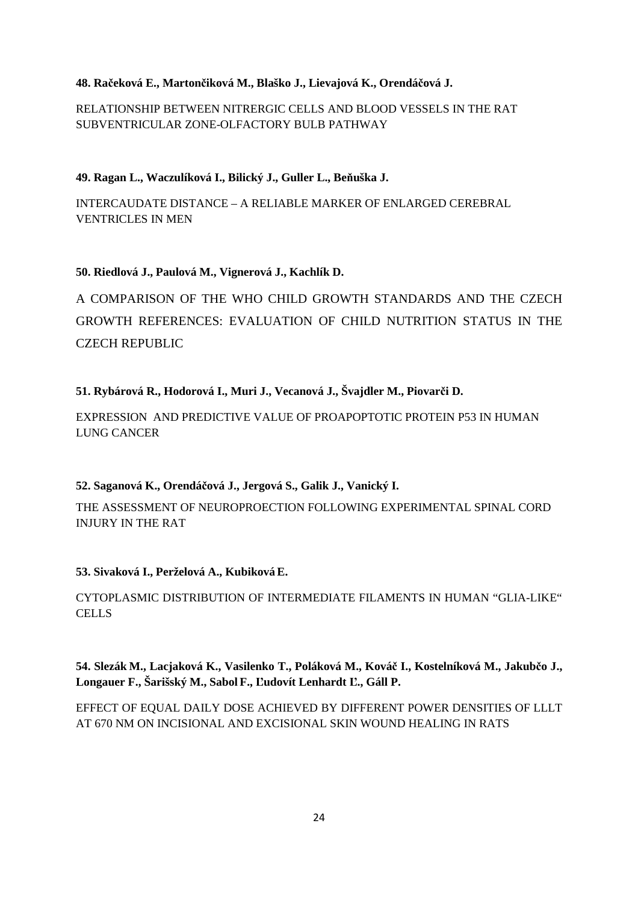**48. Račeková E., Martončiková M., Blaško J., Lievajová K., Orendáčová J.**

RELATIONSHIP BETWEEN NITRERGIC CELLS AND BLOOD VESSELS IN THE RAT SUBVENTRICULAR ZONE-OLFACTORY BULB PATHWAY

**49. Ragan L., Waczulíková I., Bilický J., Guller L., Beňuška J.**

INTERCAUDATE DISTANCE – A RELIABLE MARKER OF ENLARGED CEREBRAL VENTRICLES IN MEN

**50. Riedlová J., Paulová M., Vignerová J., Kachlík D.**

A COMPARISON OF THE WHO CHILD GROWTH STANDARDS AND THE CZECH GROWTH REFERENCES: EVALUATION OF CHILD NUTRITION STATUS IN THE CZECH REPUBLIC

**51. Rybárová R., Hodorová I., Muri J., Vecanová J., Švajdler M., Piovarči D.**

EXPRESSION AND PREDICTIVE VALUE OF PROAPOPTOTIC PROTEIN P53 IN HUMAN LUNG CANCER

**52. Saganová K., Orendáčová J., Jergová S., Galik J., Vanický I.**

THE ASSESSMENT OF NEUROPROECTION FOLLOWING EXPERIMENTAL SPINAL CORD INJURY IN THE RAT

**53. Sivaková I., Perželová A., Kubiková E.**

CYTOPLASMIC DISTRIBUTION OF INTERMEDIATE FILAMENTS IN HUMAN “GLIA-LIKE“ CELLS

**54. Slezák M., Lacjaková K., Vasilenko T., Poláková M., Kováč I., Kostelníková M., Jakubčo J., Longauer F., Šarišský M., Sabol F., Ľudovít Lenhardt Ľ., Gáll P.**

EFFECT OF EQUAL DAILY DOSE ACHIEVED BY DIFFERENT POWER DENSITIES OF LLLT AT 670 NM ON INCISIONAL AND EXCISIONAL SKIN WOUND HEALING IN RATS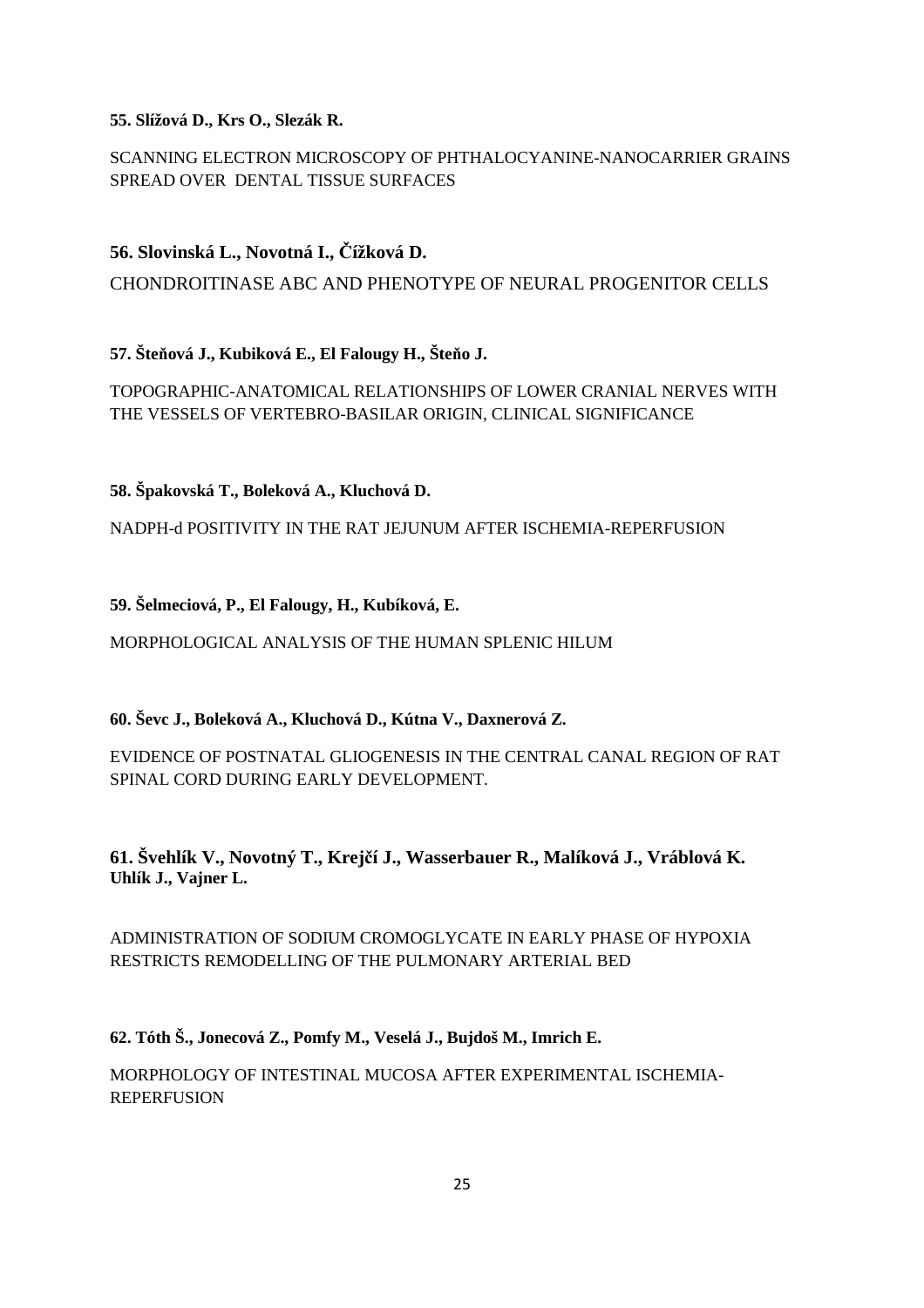**55. Slížová D., Krs O., Slezák R.**

SCANNING ELECTRON MICROSCOPY OF PHTHALOCYANINE-NANOCARRIER GRAINS SPREAD OVER DENTAL TISSUE SURFACES

**56. Slovinská L., Novotná I., Čížková D.**

CHONDROITINASE ABC AND PHENOTYPE OF NEURAL PROGENITOR CELLS

**57. Šteňová J., Kubiková E., El Falougy H., Šteňo J.**

TOPOGRAPHIC-ANATOMICAL RELATIONSHIPS OF LOWER CRANIAL NERVES WITH THE VESSELS OF VERTEBRO-BASILAR ORIGIN, CLINICAL SIGNIFICANCE

**58. Špakovská T., Boleková A., Kluchová D.**

NADPH-d POSITIVITY IN THE RAT JEJUNUM AFTER ISCHEMIA-REPERFUSION

**59. Šelmeciová, P., El Falougy, H., Kubíková, E.**

MORPHOLOGICAL ANALYSIS OF THE HUMAN SPLENIC HILUM

**60. Ševc J., Boleková A., Kluchová D., Kútna V., Daxnerová Z.**

EVIDENCE OF POSTNATAL GLIOGENESIS IN THE CENTRAL CANAL REGION OF RAT SPINAL CORD DURING EARLY DEVELOPMENT.

**61. Švehlík V., Novotný T., Krejčí J., Wasserbauer R., Malíková J., Vráblová K. Uhlík J., Vajner L.**

ADMINISTRATION OF SODIUM CROMOGLYCATE IN EARLY PHASE OF HYPOXIA RESTRICTS REMODELLING OF THE PULMONARY ARTERIAL BED

**62. Tóth Š., Jonecová Z., Pomfy M., Veselá J., Bujdoš M., Imrich E.**

MORPHOLOGY OF INTESTINAL MUCOSA AFTER EXPERIMENTAL ISCHEMIA-REPERFUSION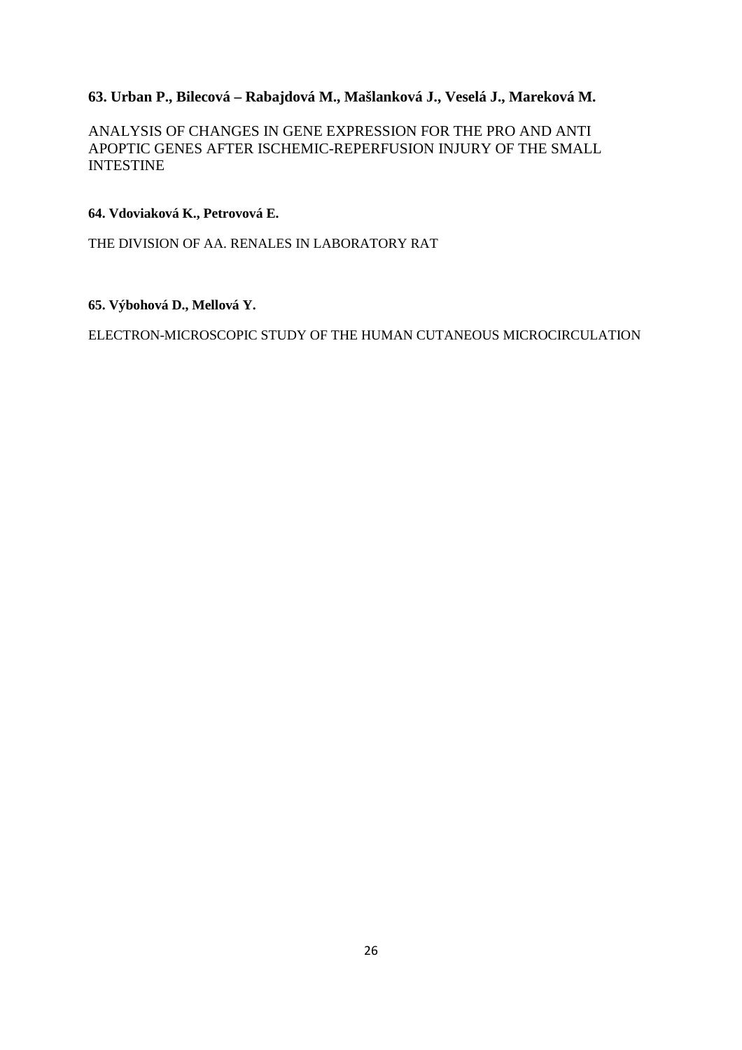**63. Urban P., Bilecová – Rabajdová M., Mašlanková J., Veselá J., Mareková M.**

ANALYSIS OF CHANGES IN GENE EXPRESSION FOR THE PRO AND ANTI APOPTIC GENES AFTER ISCHEMIC-REPERFUSION INJURY OF THE SMALL INTESTINE

**64. Vdoviaková K., Petrovová E.**

THE DIVISION OF AA. RENALES IN LABORATORY RAT

**65. Výbohová D., Mellová Y.**

ELECTRON-MICROSCOPIC STUDY OF THE HUMAN CUTANEOUS MICROCIRCULATION